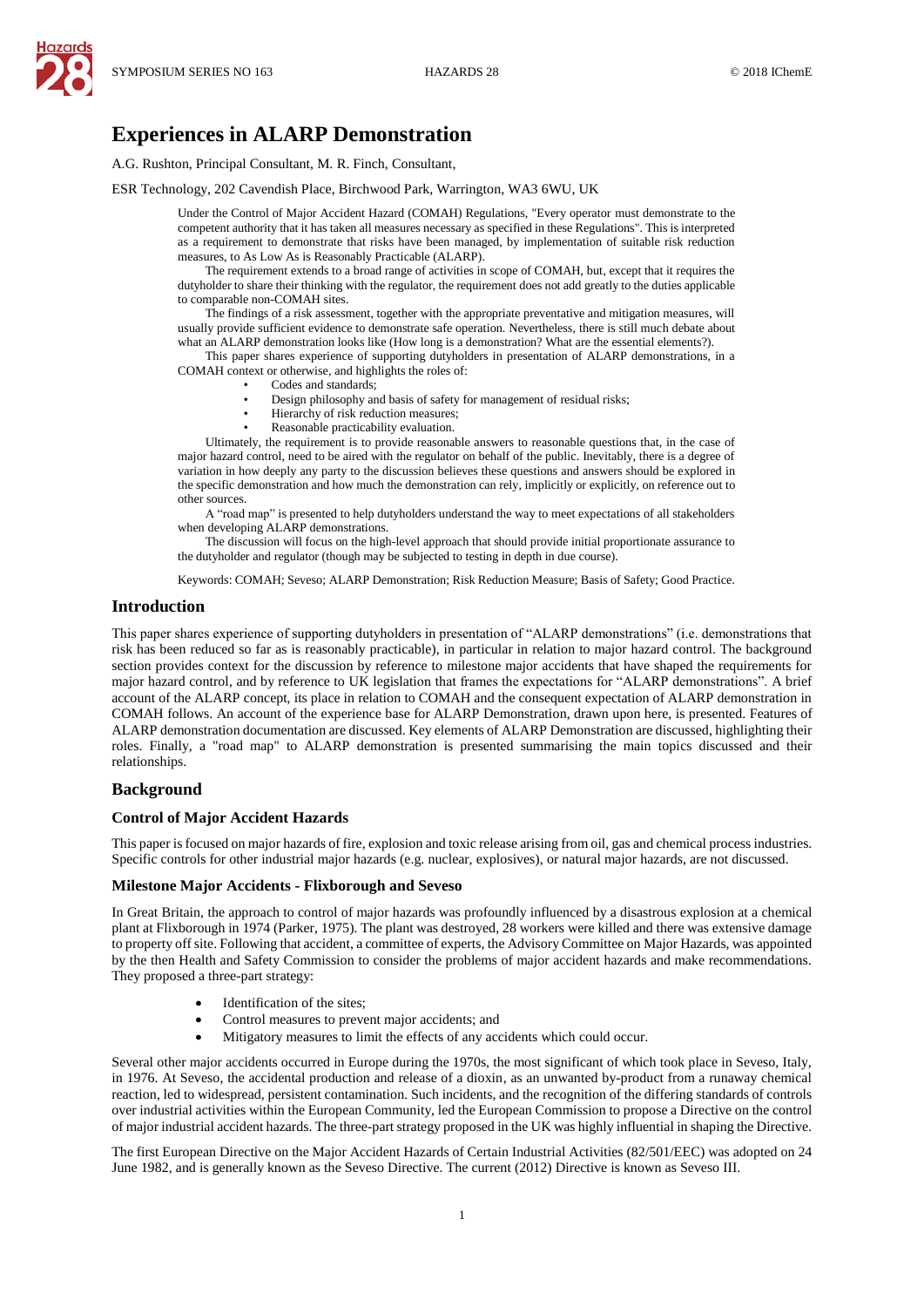# Experiences in ALARP Demonstration

A.G. Rushton, Principal Consultant, M. R. Finch, Consultant,

ESR Technology, 202 Cavendish Place, Birchwood Park, Warrington, WA3 6WU, UK

Under the Control of Major Accident Hazard (COMAH) Regulations, "Every operator must demonstrate to the competent authority that it has taken all measures necessary as specified in these Regulations". This is interpreted as a requirement to demonstrate that risks have been managed, by implementation of suitable risk reduction measures, to As Low As is Reasonably Practicable (ALARP).

The requirement extends to a broad range of activities in scope of COMAH, but, except that it requires the dutyholder to share their thinking with the regulator, the requirement does not add greatly to the duties applicable to comparable non-COMAH sites.

The findings of a risk assessment, together with the appropriate preventative and mitigation measures, will usually provide sufficient evidence to demonstrate safe operation. Nevertheless, there is still much debate about what an ALARP demonstration looks like (How long is a demonstration? What are the essential elements?).

This paper shares experience of supporting dutyholders in presentation of ALARP demonstrations, in a COMAH context or otherwise, and highlights the roles of:

- Codes and standards;
- Design philosophy and basis of safety for management of residual risks;
- Hierarchy of risk reduction measures;
- Reasonable practicability evaluation.

Ultimately, the requirement is to provide reasonable answers to reasonable questions that, in the case of major hazard control, need to be aired with the regulator on behalf of the public. Inevitably, there is a degree of variation in how deeply any party to the discussion believes these questions and answers should be explored in the specific demonstration and how much the demonstration can rely, implicitly or explicitly, on reference out to other sources.

A "road map" is presented to help dutyholders understand the way to meet expectations of all stakeholders when developing ALARP demonstrations.

The discussion will focus on the high-level approach that should provide initial proportionate assurance to the dutyholder and regulator (though may be subjected to testing in depth in due course).

Keywords: COMAH; Seveso; ALARP Demonstration; Risk Reduction Measure; Basis of Safety; Good Practice.

## Introduction

This paper shares experience of supporting dutyholders in presentation of "ALARP demonstrations" (i.e. demonstrations that risk has been reduced so far as is reasonably practicable), in particular in relation to major hazard control. The background section provides context for the discussion by reference to milestone major accidents that have shaped the requirements for major hazard control, and by reference to UK legislation that frames the expectations for "ALARP demonstrations". A brief account of the ALARP concept, its place in relation to COMAH and the consequent expectation of ALARP demonstration in COMAH follows. An account of the experience base for ALARP Demonstration, drawn upon here, is presented. Features of ALARP demonstration documentation are discussed. Key elements of ALARP Demonstration are discussed, highlighting their roles. Finally, a "road map" to ALARP demonstration is presented summarising the main topics discussed and their relationships.

## Background

### Control of Major Accident Hazards

This paper is focused on major hazards of fire, explosion and toxic release arising from oil, gas and chemical process industries. Specific controls for other industrial major hazards (e.g. nuclear, explosives), or natural major hazards, are not discussed.

### Milestone Major Accidents - Flixborough and Seveso

In Great Britain, the approach to control of major hazards was profoundly influenced by a disastrous explosion at a chemical plant at Flixborough in 1974 (Parker, 1975). The plant was destroyed, 28 workers were killed and there was extensive damage to property off site. Following that accident, a committee of experts, the Advisory Committee on Major Hazards, was appointed by the then Health and Safety Commission to consider the problems of major accident hazards and make recommendations. They proposed a three-part strategy:

- Identification of the sites;
- Control measures to prevent major accidents; and
- Mitigatory measures to limit the effects of any accidents which could occur.

Several other major accidents occurred in Europe during the 1970s, the most significant of which took place in Seveso, Italy, in 1976. At Seveso, the accidental production and release of a dioxin, as an unwanted by-product from a runaway chemical reaction, led to widespread, persistent contamination. Such incidents, and the recognition of the differing standards of controls over industrial activities within the European Community, led the European Commission to propose a Directive on the control of major industrial accident hazards. The three-part strategy proposed in the UK was highly influential in shaping the Directive.

The first European Directive on the Major Accident Hazards of Certain Industrial Activities (82/501/EEC) was adopted on 24 June 1982, and is generally known as the Seveso Directive. The current (2012) Directive is known as Seveso III.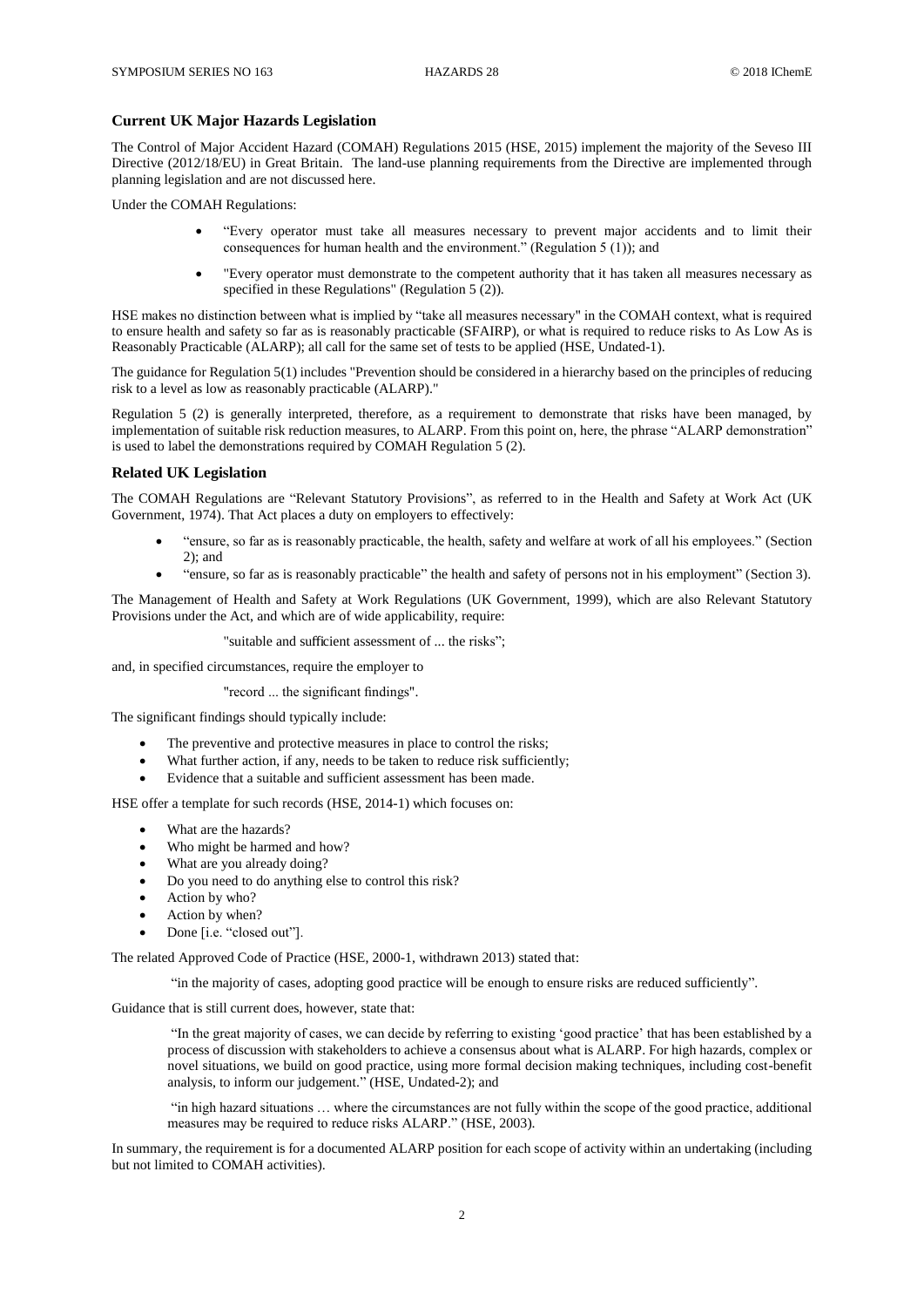## Current UK Major Hazards Legislation

The Control of Major Accident Hazard (COMAH) Regulations 2015 (HSE, 2015) implement the majority of the Seveso III Directive (2012/18/EU) in Great Britain. The land-use planning requirements from the Directive are implemented through planning legislation and are not discussed here.

Under the COMAH Regulations:

- "Every operator must take all measures necessary to prevent major accidents and to limit their consequences for human health and the environment." (Regulation 5 (1)); and
- "Every operator must demonstrate to the competent authority that it has taken all measures necessary as specified in these Regulations" (Regulation 5 (2)).

HSE makes no distinction between what is implied by "take all measures necessary" in the COMAH context, what is required to ensure health and safety so far as is reasonably practicable (SFAIRP), or what is required to reduce risks to As Low As is Reasonably Practicable (ALARP); all call for the same set of tests to be applied (HSE, Undated-1).

The guidance for Regulation 5(1) includes "Prevention should be considered in a hierarchy based on the principles of reducing risk to a level as low as reasonably practicable (ALARP)."

Regulation 5 (2) is generally interpreted, therefore, as a requirement to demonstrate that risks have been managed, by implementation of suitable risk reduction measures, to ALARP. From this point on, here, the phrase "ALARP demonstration" is used to label the demonstrations required by COMAH Regulation 5 (2).

## Related UK Legislation

The COMAH Regulations are "Relevant Statutory Provisions", as referred to in the Health and Safety at Work Act (UK Government, 1974). That Act places a duty on employers to effectively:

- "ensure, so far as is reasonably practicable, the health, safety and welfare at work of all his employees." (Section 2); and
- "ensure, so far as is reasonably practicable" the health and safety of persons not in his employment" (Section 3).

The Management of Health and Safety at Work Regulations (UK Government, 1999), which are also Relevant Statutory Provisions under the Act, and which are of wide applicability, require:

"suitable and sufficient assessment of ... the risks";

and, in specified circumstances, require the employer to

"record ... the significant findings".

The significant findings should typically include:

- The preventive and protective measures in place to control the risks;
- What further action, if any, needs to be taken to reduce risk sufficiently;
- Evidence that a suitable and sufficient assessment has been made.

HSE offer a template for such records (HSE, 2014-1) which focuses on:

- What are the hazards?
- Who might be harmed and how?
- What are you already doing?
- Do you need to do anything else to control this risk?
- Action by who?
- Action by when?
- Done [i.e. "closed out"].

The related Approved Code of Practice (HSE, 2000-1, withdrawn 2013) stated that:

> "in the majority of cases, adopting good practice will be enough to ensure risks are reduced sufficiently".

Guidance that is still current does, however, state that:

> "In the great majority of cases, we can decide by referring to existing 'good practice' that has been established by a process of discussion with stakeholders to achieve a consensus about what is ALARP. For high hazards, complex or novel situations, we build on good practice, using more formal decision making techniques, including cost-benefit analysis, to inform our judgement." (HSE, Undated-2); and

> "in high hazard situations … where the circumstances are not fully within the scope of the good practice, additional measures may be required to reduce risks ALARP." (HSE, 2003).

In summary, the requirement is for a documented ALARP position for each scope of activity within an undertaking (including but not limited to COMAH activities).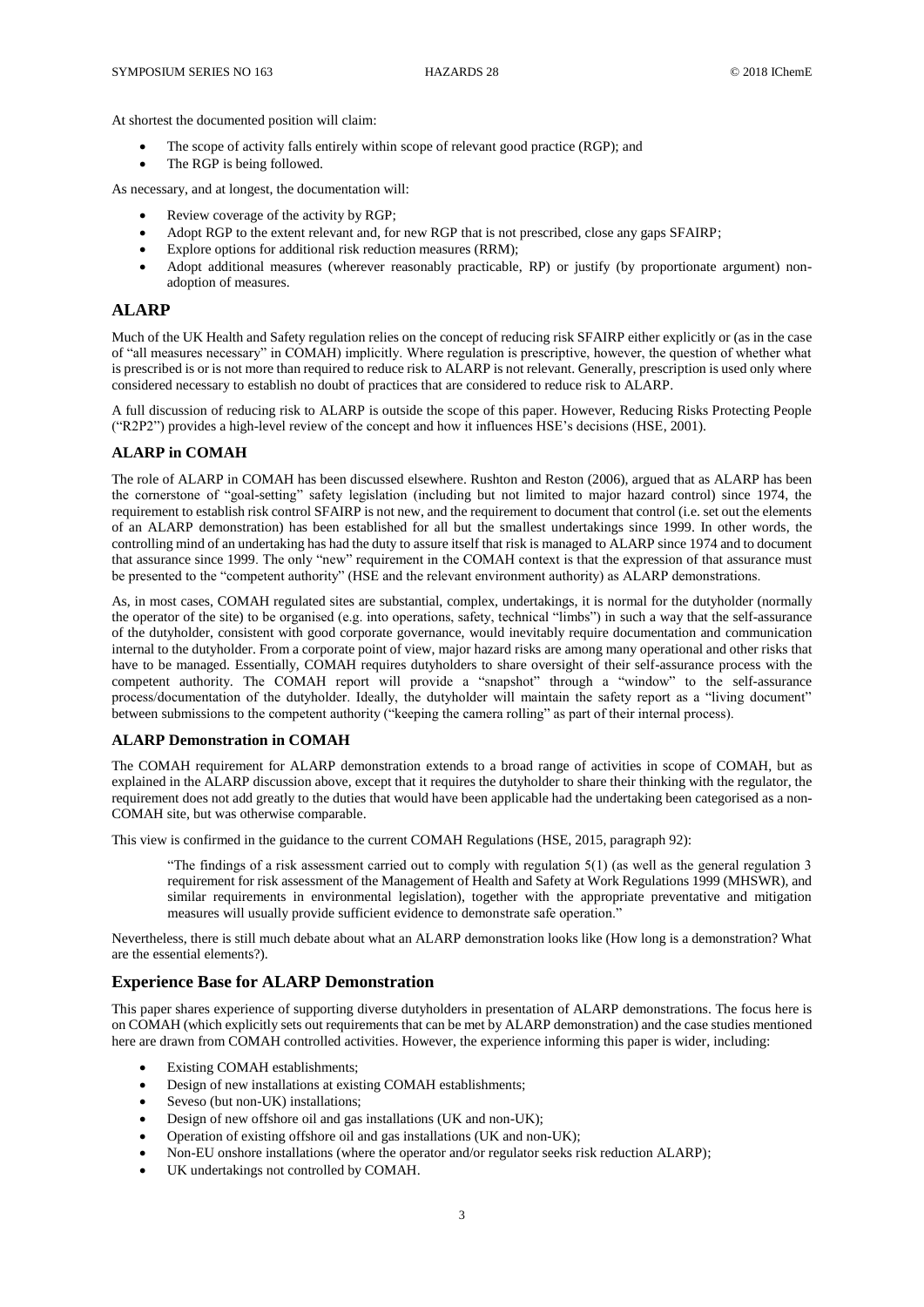At shortest the documented position will claim:

- The scope of activity falls entirely within scope of relevant good practice (RGP); and
- The RGP is being followed.

As necessary, and at longest, the documentation will:

- Review coverage of the activity by RGP;
- Adopt RGP to the extent relevant and, for new RGP that is not prescribed, close any gaps SFAIRP;
- Explore options for additional risk reduction measures (RRM);
- Adopt additional measures (wherever reasonably practicable, RP) or justify (by proportionate argument) non-adoption of measures.

## ALARP

Much of the UK Health and Safety regulation relies on the concept of reducing risk SFAIRP either explicitly or (as in the case of "all measures necessary" in COMAH) implicitly. Where regulation is prescriptive, however, the question of whether what is prescribed is or is not more than required to reduce risk to ALARP is not relevant. Generally, prescription is used only where considered necessary to establish no doubt of practices that are considered to reduce risk to ALARP.

A full discussion of reducing risk to ALARP is outside the scope of this paper. However, Reducing Risks Protecting People ("R2P2") provides a high-level review of the concept and how it influences HSE's decisions (HSE, 2001).

### ALARP in COMAH

The role of ALARP in COMAH has been discussed elsewhere. Rushton and Reston (2006), argued that as ALARP has been the cornerstone of "goal-setting" safety legislation (including but not limited to major hazard control) since 1974, the requirement to establish risk control SFAIRP is not new, and the requirement to document that control (i.e. set out the elements of an ALARP demonstration) has been established for all but the smallest undertakings since 1999. In other words, the controlling mind of an undertaking has had the duty to assure itself that risk is managed to ALARP since 1974 and to document that assurance since 1999. The only "new" requirement in the COMAH context is that the expression of that assurance must be presented to the "competent authority" (HSE and the relevant environment authority) as ALARP demonstrations.

As, in most cases, COMAH regulated sites are substantial, complex, undertakings, it is normal for the dutyholder (normally the operator of the site) to be organised (e.g. into operations, safety, technical "limbs") in such a way that the self-assurance of the dutyholder, consistent with good corporate governance, would inevitably require documentation and communication internal to the dutyholder. From a corporate point of view, major hazard risks are among many operational and other risks that have to be managed. Essentially, COMAH requires dutyholders to share oversight of their self-assurance process with the competent authority. The COMAH report will provide a "snapshot" through a "window" to the self-assurance process/documentation of the dutyholder. Ideally, the dutyholder will maintain the safety report as a "living document" between submissions to the competent authority ("keeping the camera rolling" as part of their internal process).

### ALARP Demonstration in COMAH

The COMAH requirement for ALARP demonstration extends to a broad range of activities in scope of COMAH, but as explained in the ALARP discussion above, except that it requires the dutyholder to share their thinking with the regulator, the requirement does not add greatly to the duties that would have been applicable had the undertaking been categorised as a non-COMAH site, but was otherwise comparable.

This view is confirmed in the guidance to the current COMAH Regulations (HSE, 2015, paragraph 92):

> "The findings of a risk assessment carried out to comply with regulation 5(1) (as well as the general regulation 3 requirement for risk assessment of the Management of Health and Safety at Work Regulations 1999 (MHSWR), and similar requirements in environmental legislation), together with the appropriate preventative and mitigation measures will usually provide sufficient evidence to demonstrate safe operation."

Nevertheless, there is still much debate about what an ALARP demonstration looks like (How long is a demonstration? What are the essential elements?).

### Experience Base for ALARP Demonstration

This paper shares experience of supporting diverse dutyholders in presentation of ALARP demonstrations. The focus here is on COMAH (which explicitly sets out requirements that can be met by ALARP demonstration) and the case studies mentioned here are drawn from COMAH controlled activities. However, the experience informing this paper is wider, including:

- Existing COMAH establishments;
- Design of new installations at existing COMAH establishments;
- Seveso (but non-UK) installations;
- Design of new offshore oil and gas installations (UK and non-UK);
- Operation of existing offshore oil and gas installations (UK and non-UK);
- Non-EU onshore installations (where the operator and/or regulator seeks risk reduction ALARP);
- UK undertakings not controlled by COMAH.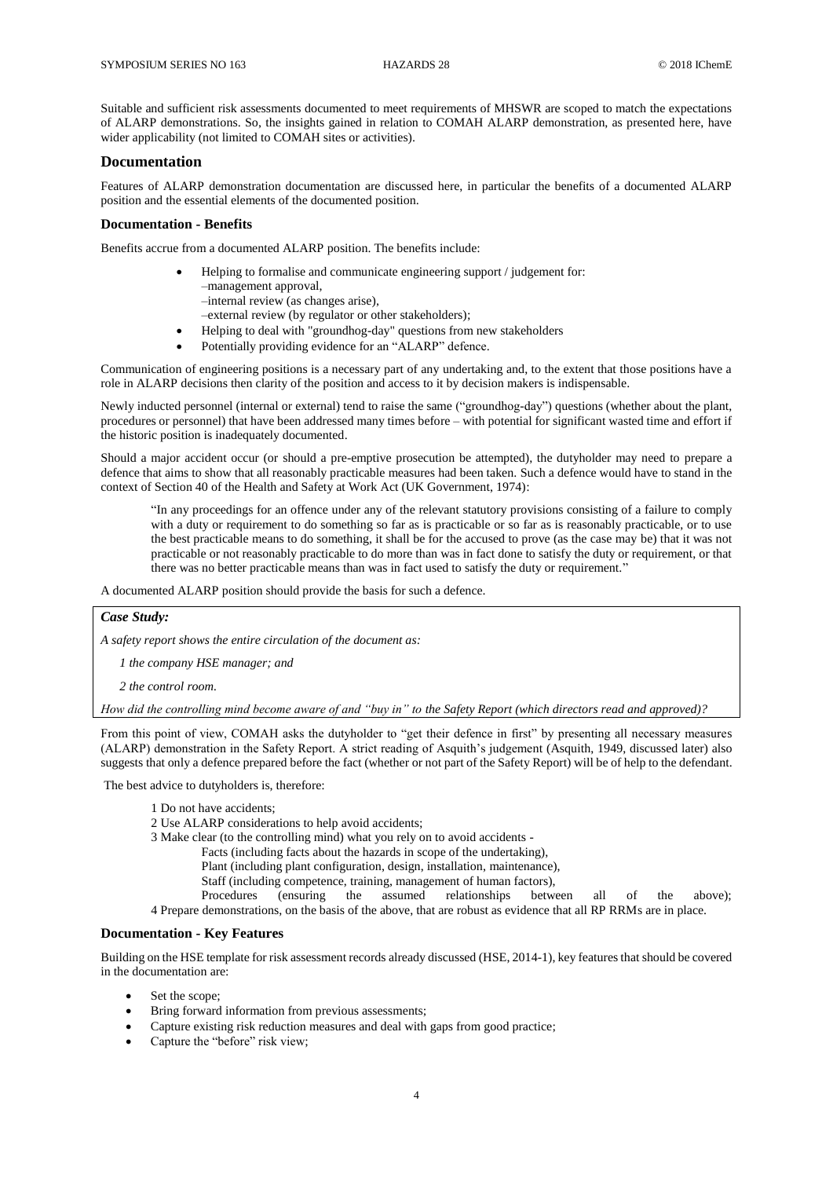Suitable and sufficient risk assessments documented to meet requirements of MHSWR are scoped to match the expectations of ALARP demonstrations. So, the insights gained in relation to COMAH ALARP demonstration, as presented here, have wider applicability (not limited to COMAH sites or activities).

## Documentation

Features of ALARP demonstration documentation are discussed here, in particular the benefits of a documented ALARP position and the essential elements of the documented position.

### Documentation - Benefits

Benefits accrue from a documented ALARP position. The benefits include:

- Helping to formalise and communicate engineering support / judgement for:
  –management approval,
  –internal review (as changes arise),
  –external review (by regulator or other stakeholders);
- Helping to deal with "groundhog-day" questions from new stakeholders
- Potentially providing evidence for an "ALARP" defence.

Communication of engineering positions is a necessary part of any undertaking and, to the extent that those positions have a role in ALARP decisions then clarity of the position and access to it by decision makers is indispensable.

Newly inducted personnel (internal or external) tend to raise the same ("groundhog-day") questions (whether about the plant, procedures or personnel) that have been addressed many times before – with potential for significant wasted time and effort if the historic position is inadequately documented.

Should a major accident occur (or should a pre-emptive prosecution be attempted), the dutyholder may need to prepare a defence that aims to show that all reasonably practicable measures had been taken. Such a defence would have to stand in the context of Section 40 of the Health and Safety at Work Act (UK Government, 1974):

> "In any proceedings for an offence under any of the relevant statutory provisions consisting of a failure to comply with a duty or requirement to do something so far as is practicable or so far as is reasonably practicable, or to use the best practicable means to do something, it shall be for the accused to prove (as the case may be) that it was not practicable or not reasonably practicable to do more than was in fact done to satisfy the duty or requirement, or that there was no better practicable means than was in fact used to satisfy the duty or requirement."

A documented ALARP position should provide the basis for such a defence.

> ***Case Study:***
>
> *A safety report shows the entire circulation of the document as:*
>
> *1 the company HSE manager; and*
>
> *2 the control room.*
>
> *How did the controlling mind become aware of and "buy in" to the Safety Report (which directors read and approved)?*

From this point of view, COMAH asks the dutyholder to "get their defence in first" by presenting all necessary measures (ALARP) demonstration in the Safety Report. A strict reading of Asquith's judgement (Asquith, 1949, discussed later) also suggests that only a defence prepared before the fact (whether or not part of the Safety Report) will be of help to the defendant.

The best advice to dutyholders is, therefore:

1 Do not have accidents;
2 Use ALARP considerations to help avoid accidents;
3 Make clear (to the controlling mind) what you rely on to avoid accidents -
  Facts (including facts about the hazards in scope of the undertaking),
  Plant (including plant configuration, design, installation, maintenance),
  Staff (including competence, training, management of human factors),
  Procedures (ensuring the assumed relationships between all of the above);
4 Prepare demonstrations, on the basis of the above, that are robust as evidence that all RP RRMs are in place.

### Documentation - Key Features

Building on the HSE template for risk assessment records already discussed (HSE, 2014-1), key features that should be covered in the documentation are:

- Set the scope;
- Bring forward information from previous assessments;
- Capture existing risk reduction measures and deal with gaps from good practice;
- Capture the "before" risk view;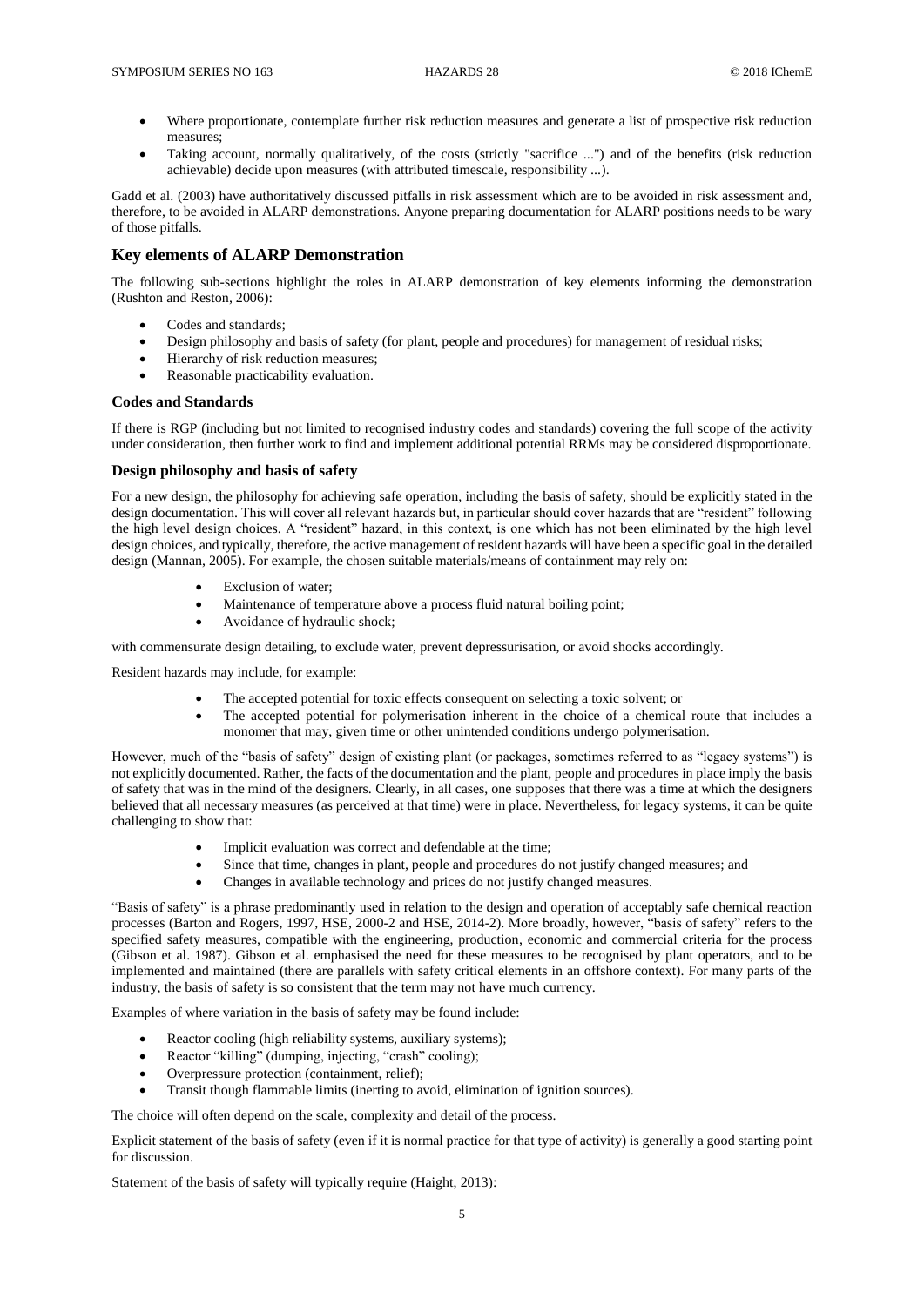- Where proportionate, contemplate further risk reduction measures and generate a list of prospective risk reduction measures;
- Taking account, normally qualitatively, of the costs (strictly "sacrifice ...") and of the benefits (risk reduction achievable) decide upon measures (with attributed timescale, responsibility ...).

Gadd et al. (2003) have authoritatively discussed pitfalls in risk assessment which are to be avoided in risk assessment and, therefore, to be avoided in ALARP demonstrations. Anyone preparing documentation for ALARP positions needs to be wary of those pitfalls.

## Key elements of ALARP Demonstration

The following sub-sections highlight the roles in ALARP demonstration of key elements informing the demonstration (Rushton and Reston, 2006):

- Codes and standards;
- Design philosophy and basis of safety (for plant, people and procedures) for management of residual risks;
- Hierarchy of risk reduction measures;
- Reasonable practicability evaluation.

### Codes and Standards

If there is RGP (including but not limited to recognised industry codes and standards) covering the full scope of the activity under consideration, then further work to find and implement additional potential RRMs may be considered disproportionate.

### Design philosophy and basis of safety

For a new design, the philosophy for achieving safe operation, including the basis of safety, should be explicitly stated in the design documentation. This will cover all relevant hazards but, in particular should cover hazards that are "resident" following the high level design choices. A "resident" hazard, in this context, is one which has not been eliminated by the high level design choices, and typically, therefore, the active management of resident hazards will have been a specific goal in the detailed design (Mannan, 2005). For example, the chosen suitable materials/means of containment may rely on:

- Exclusion of water;
- Maintenance of temperature above a process fluid natural boiling point;
- Avoidance of hydraulic shock;

with commensurate design detailing, to exclude water, prevent depressurisation, or avoid shocks accordingly.

Resident hazards may include, for example:

- The accepted potential for toxic effects consequent on selecting a toxic solvent; or
- The accepted potential for polymerisation inherent in the choice of a chemical route that includes a monomer that may, given time or other unintended conditions undergo polymerisation.

However, much of the "basis of safety" design of existing plant (or packages, sometimes referred to as "legacy systems") is not explicitly documented. Rather, the facts of the documentation and the plant, people and procedures in place imply the basis of safety that was in the mind of the designers. Clearly, in all cases, one supposes that there was a time at which the designers believed that all necessary measures (as perceived at that time) were in place. Nevertheless, for legacy systems, it can be quite challenging to show that:

- Implicit evaluation was correct and defendable at the time;
- Since that time, changes in plant, people and procedures do not justify changed measures; and
- Changes in available technology and prices do not justify changed measures.

"Basis of safety" is a phrase predominantly used in relation to the design and operation of acceptably safe chemical reaction processes (Barton and Rogers, 1997, HSE, 2000-2 and HSE, 2014-2). More broadly, however, "basis of safety" refers to the specified safety measures, compatible with the engineering, production, economic and commercial criteria for the process (Gibson et al. 1987). Gibson et al. emphasised the need for these measures to be recognised by plant operators, and to be implemented and maintained (there are parallels with safety critical elements in an offshore context). For many parts of the industry, the basis of safety is so consistent that the term may not have much currency.

Examples of where variation in the basis of safety may be found include:

- Reactor cooling (high reliability systems, auxiliary systems);
- Reactor "killing" (dumping, injecting, "crash" cooling);
- Overpressure protection (containment, relief);
- Transit though flammable limits (inerting to avoid, elimination of ignition sources).

The choice will often depend on the scale, complexity and detail of the process.

Explicit statement of the basis of safety (even if it is normal practice for that type of activity) is generally a good starting point for discussion.

Statement of the basis of safety will typically require (Haight, 2013):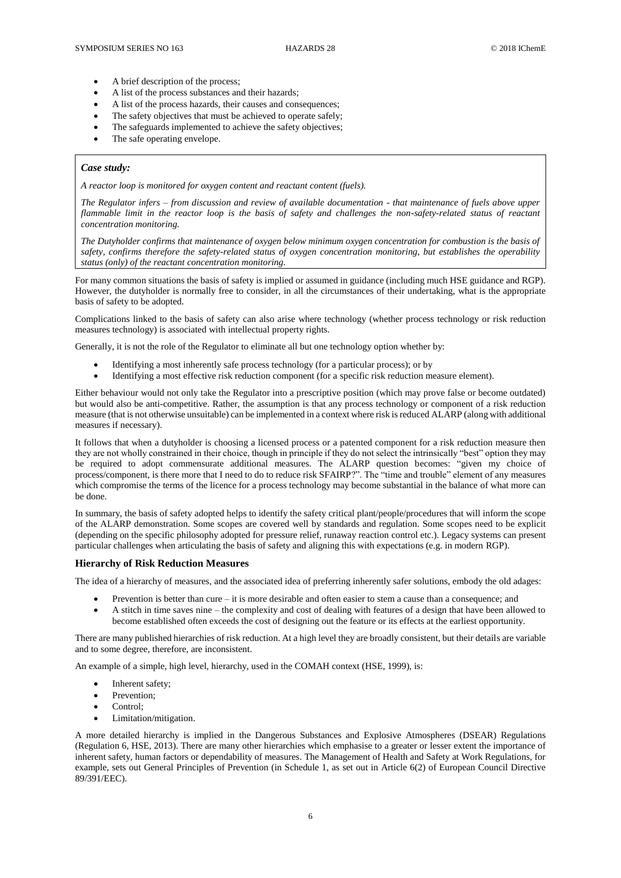- A brief description of the process;
- A list of the process substances and their hazards;
- A list of the process hazards, their causes and consequences;
- The safety objectives that must be achieved to operate safely;
- The safeguards implemented to achieve the safety objectives;
- The safe operating envelope.

> ***Case study:***
>
> *A reactor loop is monitored for oxygen content and reactant content (fuels).*
>
> *The Regulator infers – from discussion and review of available documentation - that maintenance of fuels above upper flammable limit in the reactor loop is the basis of safety and challenges the non-safety-related status of reactant concentration monitoring.*
>
> *The Dutyholder confirms that maintenance of oxygen below minimum oxygen concentration for combustion is the basis of safety, confirms therefore the safety-related status of oxygen concentration monitoring, but establishes the operability status (only) of the reactant concentration monitoring.*

For many common situations the basis of safety is implied or assumed in guidance (including much HSE guidance and RGP). However, the dutyholder is normally free to consider, in all the circumstances of their undertaking, what is the appropriate basis of safety to be adopted.

Complications linked to the basis of safety can also arise where technology (whether process technology or risk reduction measures technology) is associated with intellectual property rights.

Generally, it is not the role of the Regulator to eliminate all but one technology option whether by:

- Identifying a most inherently safe process technology (for a particular process); or by
- Identifying a most effective risk reduction component (for a specific risk reduction measure element).

Either behaviour would not only take the Regulator into a prescriptive position (which may prove false or become outdated) but would also be anti-competitive. Rather, the assumption is that any process technology or component of a risk reduction measure (that is not otherwise unsuitable) can be implemented in a context where risk is reduced ALARP (along with additional measures if necessary).

It follows that when a dutyholder is choosing a licensed process or a patented component for a risk reduction measure then they are not wholly constrained in their choice, though in principle if they do not select the intrinsically "best" option they may be required to adopt commensurate additional measures. The ALARP question becomes: "given my choice of process/component, is there more that I need to do to reduce risk SFAIRP?". The "time and trouble" element of any measures which compromise the terms of the licence for a process technology may become substantial in the balance of what more can be done.

In summary, the basis of safety adopted helps to identify the safety critical plant/people/procedures that will inform the scope of the ALARP demonstration. Some scopes are covered well by standards and regulation. Some scopes need to be explicit (depending on the specific philosophy adopted for pressure relief, runaway reaction control etc.). Legacy systems can present particular challenges when articulating the basis of safety and aligning this with expectations (e.g. in modern RGP).

### Hierarchy of Risk Reduction Measures

The idea of a hierarchy of measures, and the associated idea of preferring inherently safer solutions, embody the old adages:

- Prevention is better than cure – it is more desirable and often easier to stem a cause than a consequence; and
- A stitch in time saves nine – the complexity and cost of dealing with features of a design that have been allowed to become established often exceeds the cost of designing out the feature or its effects at the earliest opportunity.

There are many published hierarchies of risk reduction. At a high level they are broadly consistent, but their details are variable and to some degree, therefore, are inconsistent.

An example of a simple, high level, hierarchy, used in the COMAH context (HSE, 1999), is:

- Inherent safety;
- Prevention;
- Control;
- Limitation/mitigation.

A more detailed hierarchy is implied in the Dangerous Substances and Explosive Atmospheres (DSEAR) Regulations (Regulation 6, HSE, 2013). There are many other hierarchies which emphasise to a greater or lesser extent the importance of inherent safety, human factors or dependability of measures. The Management of Health and Safety at Work Regulations, for example, sets out General Principles of Prevention (in Schedule 1, as set out in Article 6(2) of European Council Directive 89/391/EEC).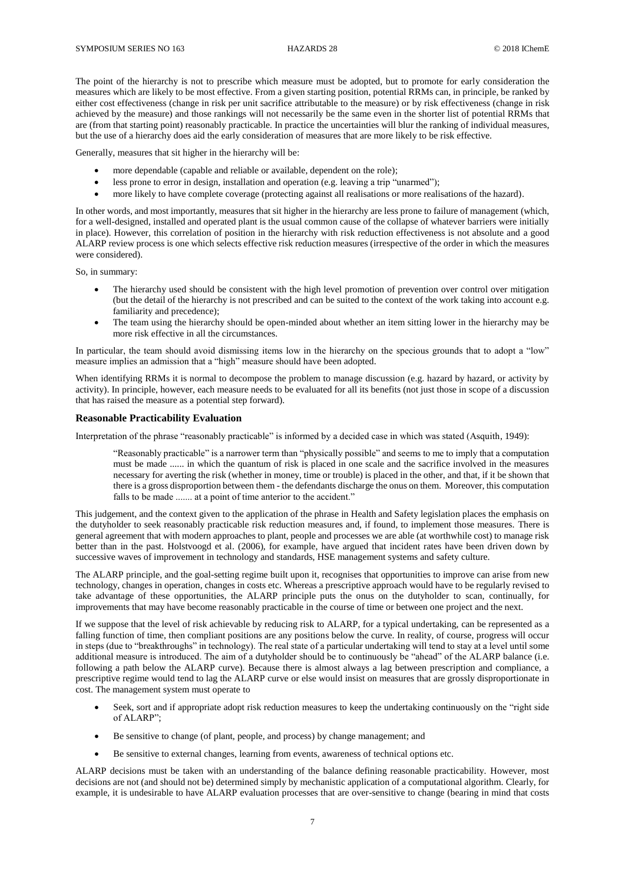The point of the hierarchy is not to prescribe which measure must be adopted, but to promote for early consideration the measures which are likely to be most effective. From a given starting position, potential RRMs can, in principle, be ranked by either cost effectiveness (change in risk per unit sacrifice attributable to the measure) or by risk effectiveness (change in risk achieved by the measure) and those rankings will not necessarily be the same even in the shorter list of potential RRMs that are (from that starting point) reasonably practicable. In practice the uncertainties will blur the ranking of individual measures, but the use of a hierarchy does aid the early consideration of measures that are more likely to be risk effective.

Generally, measures that sit higher in the hierarchy will be:

- more dependable (capable and reliable or available, dependent on the role);
- less prone to error in design, installation and operation (e.g. leaving a trip "unarmed");
- more likely to have complete coverage (protecting against all realisations or more realisations of the hazard).

In other words, and most importantly, measures that sit higher in the hierarchy are less prone to failure of management (which, for a well-designed, installed and operated plant is the usual common cause of the collapse of whatever barriers were initially in place). However, this correlation of position in the hierarchy with risk reduction effectiveness is not absolute and a good ALARP review process is one which selects effective risk reduction measures (irrespective of the order in which the measures were considered).

So, in summary:

- The hierarchy used should be consistent with the high level promotion of prevention over control over mitigation (but the detail of the hierarchy is not prescribed and can be suited to the context of the work taking into account e.g. familiarity and precedence);
- The team using the hierarchy should be open-minded about whether an item sitting lower in the hierarchy may be more risk effective in all the circumstances.

In particular, the team should avoid dismissing items low in the hierarchy on the specious grounds that to adopt a "low" measure implies an admission that a "high" measure should have been adopted.

When identifying RRMs it is normal to decompose the problem to manage discussion (e.g. hazard by hazard, or activity by activity). In principle, however, each measure needs to be evaluated for all its benefits (not just those in scope of a discussion that has raised the measure as a potential step forward).

### Reasonable Practicability Evaluation

Interpretation of the phrase "reasonably practicable" is informed by a decided case in which was stated (Asquith, 1949):

> "Reasonably practicable" is a narrower term than "physically possible" and seems to me to imply that a computation must be made ...... in which the quantum of risk is placed in one scale and the sacrifice involved in the measures necessary for averting the risk (whether in money, time or trouble) is placed in the other, and that, if it be shown that there is a gross disproportion between them - the defendants discharge the onus on them. Moreover, this computation falls to be made ....... at a point of time anterior to the accident."

This judgement, and the context given to the application of the phrase in Health and Safety legislation places the emphasis on the dutyholder to seek reasonably practicable risk reduction measures and, if found, to implement those measures. There is general agreement that with modern approaches to plant, people and processes we are able (at worthwhile cost) to manage risk better than in the past. Holstvoogd et al. (2006), for example, have argued that incident rates have been driven down by successive waves of improvement in technology and standards, HSE management systems and safety culture.

The ALARP principle, and the goal-setting regime built upon it, recognises that opportunities to improve can arise from new technology, changes in operation, changes in costs etc. Whereas a prescriptive approach would have to be regularly revised to take advantage of these opportunities, the ALARP principle puts the onus on the dutyholder to scan, continually, for improvements that may have become reasonably practicable in the course of time or between one project and the next.

If we suppose that the level of risk achievable by reducing risk to ALARP, for a typical undertaking, can be represented as a falling function of time, then compliant positions are any positions below the curve. In reality, of course, progress will occur in steps (due to "breakthroughs" in technology). The real state of a particular undertaking will tend to stay at a level until some additional measure is introduced. The aim of a dutyholder should be to continuously be "ahead" of the ALARP balance (i.e. following a path below the ALARP curve). Because there is almost always a lag between prescription and compliance, a prescriptive regime would tend to lag the ALARP curve or else would insist on measures that are grossly disproportionate in cost. The management system must operate to

- Seek, sort and if appropriate adopt risk reduction measures to keep the undertaking continuously on the "right side of ALARP";
- Be sensitive to change (of plant, people, and process) by change management; and
- Be sensitive to external changes, learning from events, awareness of technical options etc.

ALARP decisions must be taken with an understanding of the balance defining reasonable practicability. However, most decisions are not (and should not be) determined simply by mechanistic application of a computational algorithm. Clearly, for example, it is undesirable to have ALARP evaluation processes that are over-sensitive to change (bearing in mind that costs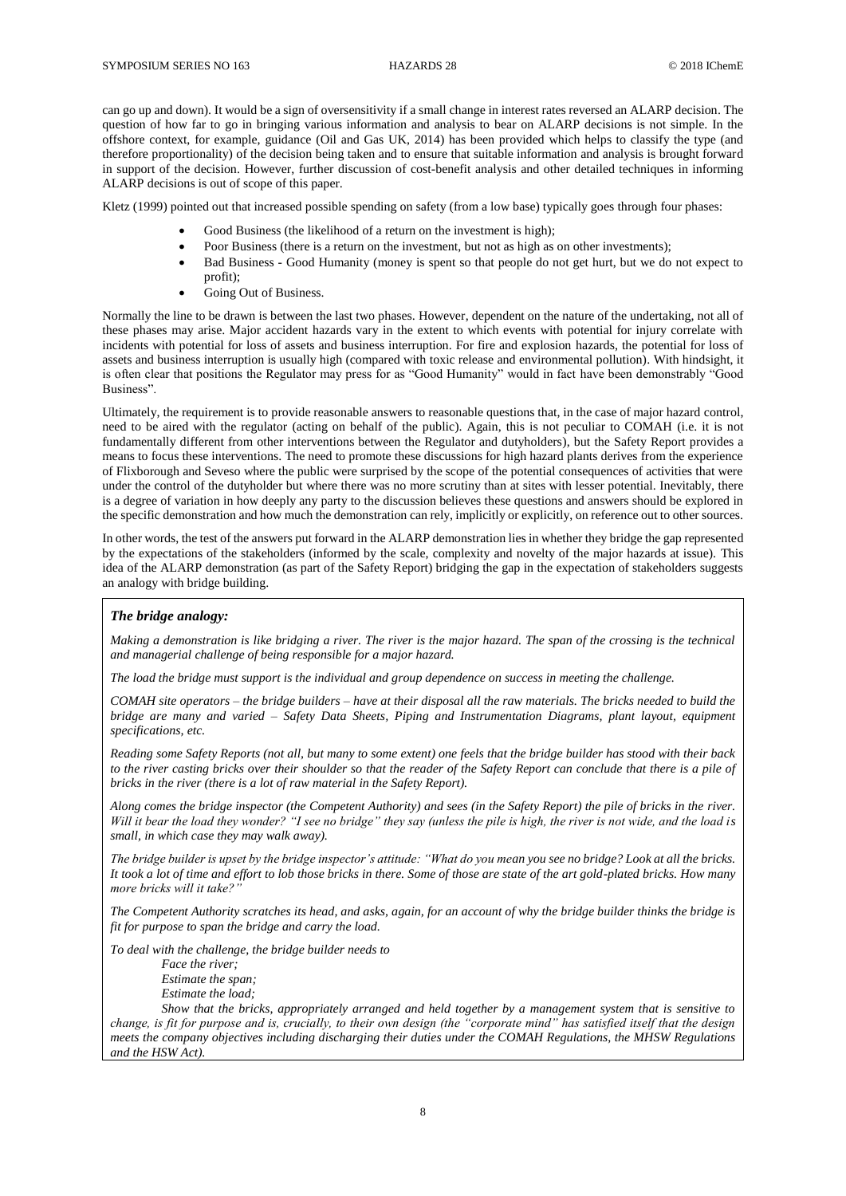can go up and down). It would be a sign of oversensitivity if a small change in interest rates reversed an ALARP decision. The question of how far to go in bringing various information and analysis to bear on ALARP decisions is not simple. In the offshore context, for example, guidance (Oil and Gas UK, 2014) has been provided which helps to classify the type (and therefore proportionality) of the decision being taken and to ensure that suitable information and analysis is brought forward in support of the decision. However, further discussion of cost-benefit analysis and other detailed techniques in informing ALARP decisions is out of scope of this paper.

Kletz (1999) pointed out that increased possible spending on safety (from a low base) typically goes through four phases:

- Good Business (the likelihood of a return on the investment is high);
- Poor Business (there is a return on the investment, but not as high as on other investments);
- Bad Business - Good Humanity (money is spent so that people do not get hurt, but we do not expect to profit);
- Going Out of Business.

Normally the line to be drawn is between the last two phases. However, dependent on the nature of the undertaking, not all of these phases may arise. Major accident hazards vary in the extent to which events with potential for injury correlate with incidents with potential for loss of assets and business interruption. For fire and explosion hazards, the potential for loss of assets and business interruption is usually high (compared with toxic release and environmental pollution). With hindsight, it is often clear that positions the Regulator may press for as "Good Humanity" would in fact have been demonstrably "Good Business".

Ultimately, the requirement is to provide reasonable answers to reasonable questions that, in the case of major hazard control, need to be aired with the regulator (acting on behalf of the public). Again, this is not peculiar to COMAH (i.e. it is not fundamentally different from other interventions between the Regulator and dutyholders), but the Safety Report provides a means to focus these interventions. The need to promote these discussions for high hazard plants derives from the experience of Flixborough and Seveso where the public were surprised by the scope of the potential consequences of activities that were under the control of the dutyholder but where there was no more scrutiny than at sites with lesser potential. Inevitably, there is a degree of variation in how deeply any party to the discussion believes these questions and answers should be explored in the specific demonstration and how much the demonstration can rely, implicitly or explicitly, on reference out to other sources.

In other words, the test of the answers put forward in the ALARP demonstration lies in whether they bridge the gap represented by the expectations of the stakeholders (informed by the scale, complexity and novelty of the major hazards at issue). This idea of the ALARP demonstration (as part of the Safety Report) bridging the gap in the expectation of stakeholders suggests an analogy with bridge building.

***The bridge analogy:***

*Making a demonstration is like bridging a river. The river is the major hazard. The span of the crossing is the technical and managerial challenge of being responsible for a major hazard.*

*The load the bridge must support is the individual and group dependence on success in meeting the challenge.*

*COMAH site operators – the bridge builders – have at their disposal all the raw materials. The bricks needed to build the bridge are many and varied – Safety Data Sheets, Piping and Instrumentation Diagrams, plant layout, equipment specifications, etc.*

*Reading some Safety Reports (not all, but many to some extent) one feels that the bridge builder has stood with their back to the river casting bricks over their shoulder so that the reader of the Safety Report can conclude that there is a pile of bricks in the river (there is a lot of raw material in the Safety Report).*

*Along comes the bridge inspector (the Competent Authority) and sees (in the Safety Report) the pile of bricks in the river. Will it bear the load they wonder? "I see no bridge" they say (unless the pile is high, the river is not wide, and the load is small, in which case they may walk away).*

*The bridge builder is upset by the bridge inspector's attitude: "What do you mean you see no bridge? Look at all the bricks. It took a lot of time and effort to lob those bricks in there. Some of those are state of the art gold-plated bricks. How many more bricks will it take?"*

*The Competent Authority scratches its head, and asks, again, for an account of why the bridge builder thinks the bridge is fit for purpose to span the bridge and carry the load.*

*To deal with the challenge, the bridge builder needs to*

*Face the river;*

*Estimate the span;*

*Estimate the load;*

*Show that the bricks, appropriately arranged and held together by a management system that is sensitive to change, is fit for purpose and is, crucially, to their own design (the "corporate mind" has satisfied itself that the design meets the company objectives including discharging their duties under the COMAH Regulations, the MHSW Regulations and the HSW Act).*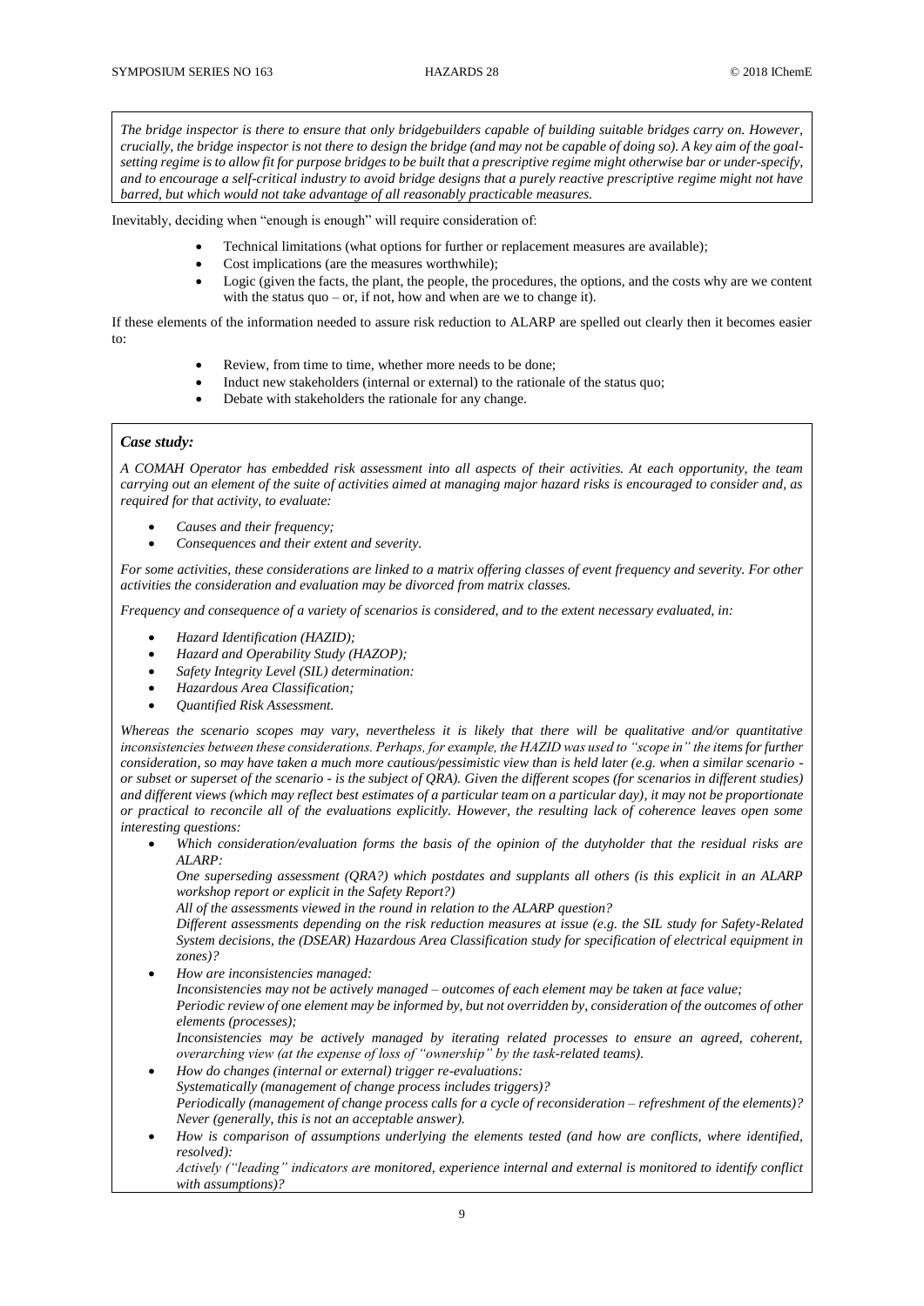*The bridge inspector is there to ensure that only bridgebuilders capable of building suitable bridges carry on. However, crucially, the bridge inspector is not there to design the bridge (and may not be capable of doing so). A key aim of the goal-setting regime is to allow fit for purpose bridges to be built that a prescriptive regime might otherwise bar or under-specify, and to encourage a self-critical industry to avoid bridge designs that a purely reactive prescriptive regime might not have barred, but which would not take advantage of all reasonably practicable measures.*

Inevitably, deciding when "enough is enough" will require consideration of:

- Technical limitations (what options for further or replacement measures are available);
- Cost implications (are the measures worthwhile);
- Logic (given the facts, the plant, the people, the procedures, the options, and the costs why are we content with the status quo – or, if not, how and when are we to change it).

If these elements of the information needed to assure risk reduction to ALARP are spelled out clearly then it becomes easier to:

- Review, from time to time, whether more needs to be done;
- Induct new stakeholders (internal or external) to the rationale of the status quo;
- Debate with stakeholders the rationale for any change.

***Case study:***

*A COMAH Operator has embedded risk assessment into all aspects of their activities. At each opportunity, the team carrying out an element of the suite of activities aimed at managing major hazard risks is encouraged to consider and, as required for that activity, to evaluate:*

- *Causes and their frequency;*
- *Consequences and their extent and severity.*

*For some activities, these considerations are linked to a matrix offering classes of event frequency and severity. For other activities the consideration and evaluation may be divorced from matrix classes.*

*Frequency and consequence of a variety of scenarios is considered, and to the extent necessary evaluated, in:*

- *Hazard Identification (HAZID);*
- *Hazard and Operability Study (HAZOP);*
- *Safety Integrity Level (SIL) determination:*
- *Hazardous Area Classification;*
- *Quantified Risk Assessment.*

*Whereas the scenario scopes may vary, nevertheless it is likely that there will be qualitative and/or quantitative inconsistencies between these considerations. Perhaps, for example, the HAZID was used to "scope in" the items for further consideration, so may have taken a much more cautious/pessimistic view than is held later (e.g. when a similar scenario - or subset or superset of the scenario - is the subject of QRA). Given the different scopes (for scenarios in different studies) and different views (which may reflect best estimates of a particular team on a particular day), it may not be proportionate or practical to reconcile all of the evaluations explicitly. However, the resulting lack of coherence leaves open some interesting questions:*

- *Which consideration/evaluation forms the basis of the opinion of the dutyholder that the residual risks are ALARP:*
  *One superseding assessment (QRA?) which postdates and supplants all others (is this explicit in an ALARP workshop report or explicit in the Safety Report?)*
  *All of the assessments viewed in the round in relation to the ALARP question?*
  *Different assessments depending on the risk reduction measures at issue (e.g. the SIL study for Safety-Related System decisions, the (DSEAR) Hazardous Area Classification study for specification of electrical equipment in zones)?*
- *How are inconsistencies managed:*
  *Inconsistencies may not be actively managed – outcomes of each element may be taken at face value;*
  *Periodic review of one element may be informed by, but not overridden by, consideration of the outcomes of other elements (processes);*
  *Inconsistencies may be actively managed by iterating related processes to ensure an agreed, coherent, overarching view (at the expense of loss of "ownership" by the task-related teams).*
- *How do changes (internal or external) trigger re-evaluations:*
  *Systematically (management of change process includes triggers)?*
  *Periodically (management of change process calls for a cycle of reconsideration – refreshment of the elements)?*
  *Never (generally, this is not an acceptable answer).*
- *How is comparison of assumptions underlying the elements tested (and how are conflicts, where identified, resolved):*
  *Actively ("leading" indicators are monitored, experience internal and external is monitored to identify conflict with assumptions)?*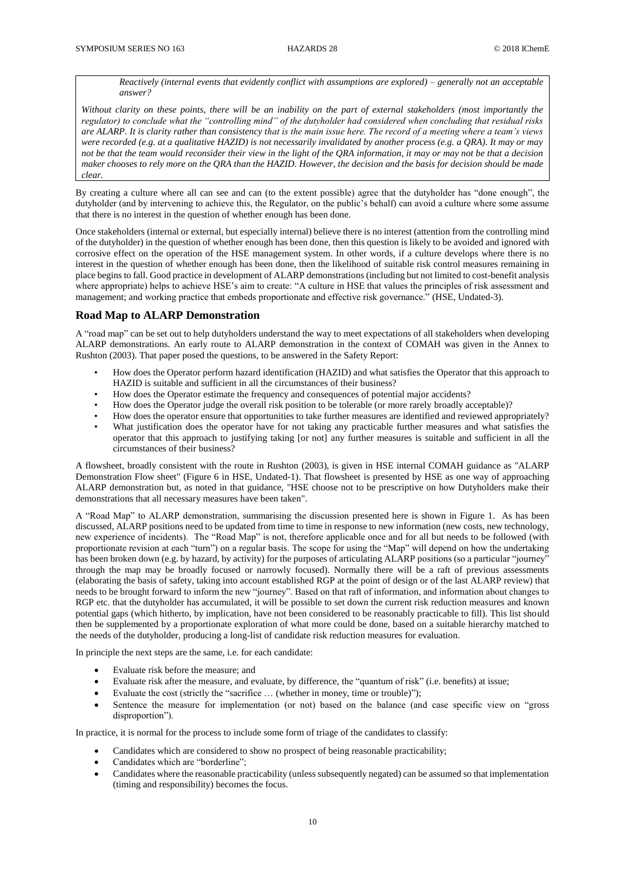*Reactively (internal events that evidently conflict with assumptions are explored) – generally not an acceptable answer?*

*Without clarity on these points, there will be an inability on the part of external stakeholders (most importantly the regulator) to conclude what the "controlling mind" of the dutyholder had considered when concluding that residual risks are ALARP. It is clarity rather than consistency that is the main issue here. The record of a meeting where a team's views were recorded (e.g. at a qualitative HAZID) is not necessarily invalidated by another process (e.g. a QRA). It may or may not be that the team would reconsider their view in the light of the QRA information, it may or may not be that a decision maker chooses to rely more on the QRA than the HAZID. However, the decision and the basis for decision should be made clear.*

By creating a culture where all can see and can (to the extent possible) agree that the dutyholder has "done enough", the dutyholder (and by intervening to achieve this, the Regulator, on the public's behalf) can avoid a culture where some assume that there is no interest in the question of whether enough has been done.

Once stakeholders (internal or external, but especially internal) believe there is no interest (attention from the controlling mind of the dutyholder) in the question of whether enough has been done, then this question is likely to be avoided and ignored with corrosive effect on the operation of the HSE management system. In other words, if a culture develops where there is no interest in the question of whether enough has been done, then the likelihood of suitable risk control measures remaining in place begins to fall. Good practice in development of ALARP demonstrations (including but not limited to cost-benefit analysis where appropriate) helps to achieve HSE's aim to create: "A culture in HSE that values the principles of risk assessment and management; and working practice that embeds proportionate and effective risk governance." (HSE, Undated-3).

## Road Map to ALARP Demonstration

A "road map" can be set out to help dutyholders understand the way to meet expectations of all stakeholders when developing ALARP demonstrations. An early route to ALARP demonstration in the context of COMAH was given in the Annex to Rushton (2003). That paper posed the questions, to be answered in the Safety Report:

- How does the Operator perform hazard identification (HAZID) and what satisfies the Operator that this approach to HAZID is suitable and sufficient in all the circumstances of their business?
- How does the Operator estimate the frequency and consequences of potential major accidents?
- How does the Operator judge the overall risk position to be tolerable (or more rarely broadly acceptable)?
- How does the operator ensure that opportunities to take further measures are identified and reviewed appropriately?
- What justification does the operator have for not taking any practicable further measures and what satisfies the operator that this approach to justifying taking [or not] any further measures is suitable and sufficient in all the circumstances of their business?

A flowsheet, broadly consistent with the route in Rushton (2003), is given in HSE internal COMAH guidance as "ALARP Demonstration Flow sheet" (Figure 6 in HSE, Undated-1). That flowsheet is presented by HSE as one way of approaching ALARP demonstration but, as noted in that guidance, "HSE choose not to be prescriptive on how Dutyholders make their demonstrations that all necessary measures have been taken".

A "Road Map" to ALARP demonstration, summarising the discussion presented here is shown in Figure 1. As has been discussed, ALARP positions need to be updated from time to time in response to new information (new costs, new technology, new experience of incidents). The "Road Map" is not, therefore applicable once and for all but needs to be followed (with proportionate revision at each "turn") on a regular basis. The scope for using the "Map" will depend on how the undertaking has been broken down (e.g. by hazard, by activity) for the purposes of articulating ALARP positions (so a particular "journey" through the map may be broadly focused or narrowly focused). Normally there will be a raft of previous assessments (elaborating the basis of safety, taking into account established RGP at the point of design or of the last ALARP review) that needs to be brought forward to inform the new "journey". Based on that raft of information, and information about changes to RGP etc. that the dutyholder has accumulated, it will be possible to set down the current risk reduction measures and known potential gaps (which hitherto, by implication, have not been considered to be reasonably practicable to fill). This list should then be supplemented by a proportionate exploration of what more could be done, based on a suitable hierarchy matched to the needs of the dutyholder, producing a long-list of candidate risk reduction measures for evaluation.

In principle the next steps are the same, i.e. for each candidate:

- Evaluate risk before the measure; and
- Evaluate risk after the measure, and evaluate, by difference, the "quantum of risk" (i.e. benefits) at issue;
- Evaluate the cost (strictly the "sacrifice … (whether in money, time or trouble)");
- Sentence the measure for implementation (or not) based on the balance (and case specific view on "gross disproportion").

In practice, it is normal for the process to include some form of triage of the candidates to classify:

- Candidates which are considered to show no prospect of being reasonable practicability;
- Candidates which are "borderline";
- Candidates where the reasonable practicability (unless subsequently negated) can be assumed so that implementation (timing and responsibility) becomes the focus.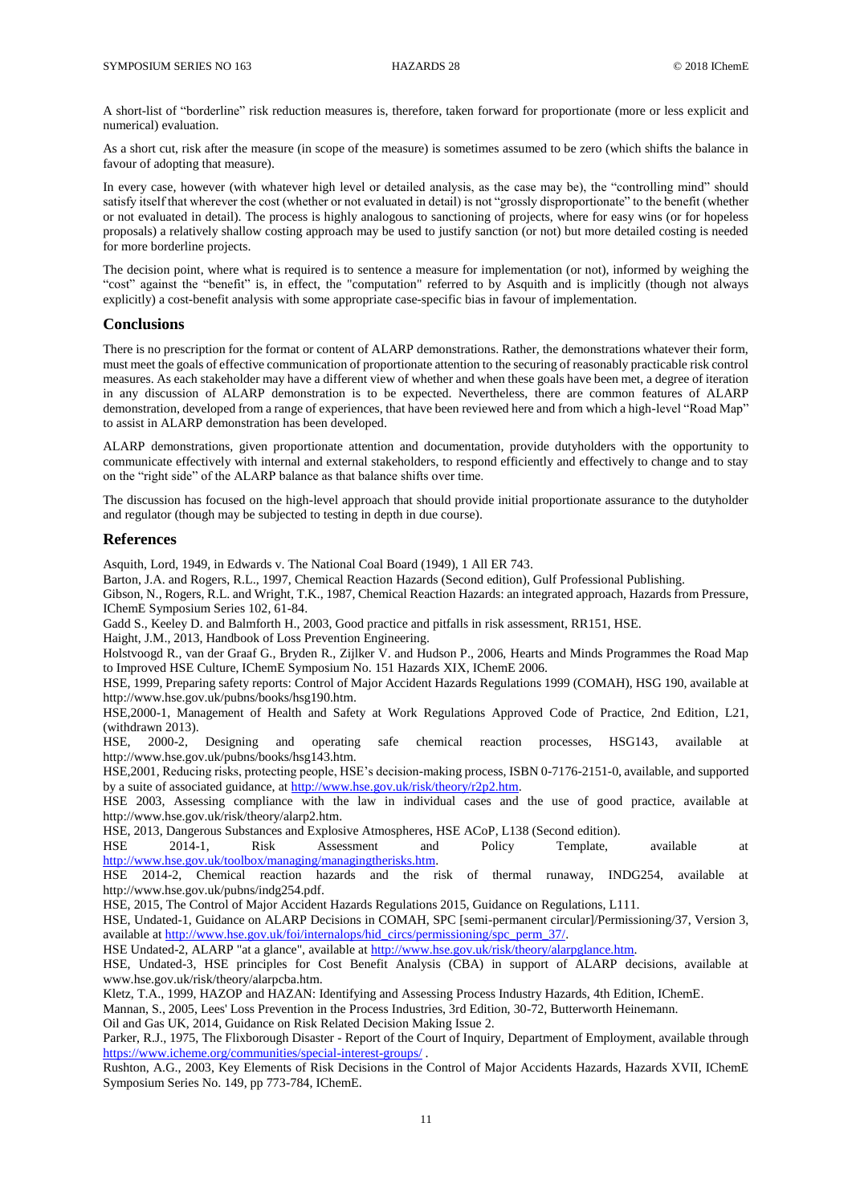A short-list of "borderline" risk reduction measures is, therefore, taken forward for proportionate (more or less explicit and numerical) evaluation.

As a short cut, risk after the measure (in scope of the measure) is sometimes assumed to be zero (which shifts the balance in favour of adopting that measure).

In every case, however (with whatever high level or detailed analysis, as the case may be), the "controlling mind" should satisfy itself that wherever the cost (whether or not evaluated in detail) is not "grossly disproportionate" to the benefit (whether or not evaluated in detail). The process is highly analogous to sanctioning of projects, where for easy wins (or for hopeless proposals) a relatively shallow costing approach may be used to justify sanction (or not) but more detailed costing is needed for more borderline projects.

The decision point, where what is required is to sentence a measure for implementation (or not), informed by weighing the "cost" against the "benefit" is, in effect, the "computation" referred to by Asquith and is implicitly (though not always explicitly) a cost-benefit analysis with some appropriate case-specific bias in favour of implementation.

## Conclusions

There is no prescription for the format or content of ALARP demonstrations. Rather, the demonstrations whatever their form, must meet the goals of effective communication of proportionate attention to the securing of reasonably practicable risk control measures. As each stakeholder may have a different view of whether and when these goals have been met, a degree of iteration in any discussion of ALARP demonstration is to be expected. Nevertheless, there are common features of ALARP demonstration, developed from a range of experiences, that have been reviewed here and from which a high-level "Road Map" to assist in ALARP demonstration has been developed.

ALARP demonstrations, given proportionate attention and documentation, provide dutyholders with the opportunity to communicate effectively with internal and external stakeholders, to respond efficiently and effectively to change and to stay on the "right side" of the ALARP balance as that balance shifts over time.

The discussion has focused on the high-level approach that should provide initial proportionate assurance to the dutyholder and regulator (though may be subjected to testing in depth in due course).

## References

Asquith, Lord, 1949, in Edwards v. The National Coal Board (1949), 1 All ER 743.

Barton, J.A. and Rogers, R.L., 1997, Chemical Reaction Hazards (Second edition), Gulf Professional Publishing.

Gibson, N., Rogers, R.L. and Wright, T.K., 1987, Chemical Reaction Hazards: an integrated approach, Hazards from Pressure, IChemE Symposium Series 102, 61-84.

Gadd S., Keeley D. and Balmforth H., 2003, Good practice and pitfalls in risk assessment, RR151, HSE.

Haight, J.M., 2013, Handbook of Loss Prevention Engineering.

Holstvoogd R., van der Graaf G., Bryden R., Zijlker V. and Hudson P., 2006, Hearts and Minds Programmes the Road Map to Improved HSE Culture, IChemE Symposium No. 151 Hazards XIX, IChemE 2006.

HSE, 1999, Preparing safety reports: Control of Major Accident Hazards Regulations 1999 (COMAH), HSG 190, available at http://www.hse.gov.uk/pubns/books/hsg190.htm.

HSE,2000-1, Management of Health and Safety at Work Regulations Approved Code of Practice, 2nd Edition, L21, (withdrawn 2013).

HSE, 2000-2, Designing and operating safe chemical reaction processes, HSG143, available at http://www.hse.gov.uk/pubns/books/hsg143.htm.

HSE,2001, Reducing risks, protecting people, HSE's decision-making process, ISBN 0-7176-2151-0, available, and supported by a suite of associated guidance, at http://www.hse.gov.uk/risk/theory/r2p2.htm.

HSE 2003, Assessing compliance with the law in individual cases and the use of good practice, available at http://www.hse.gov.uk/risk/theory/alarp2.htm.

HSE, 2013, Dangerous Substances and Explosive Atmospheres, HSE ACoP, L138 (Second edition).

HSE 2014-1, Risk Assessment and Policy Template, available at http://www.hse.gov.uk/toolbox/managing/managingtherisks.htm.

HSE 2014-2, Chemical reaction hazards and the risk of thermal runaway, INDG254, available at http://www.hse.gov.uk/pubns/indg254.pdf.

HSE, 2015, The Control of Major Accident Hazards Regulations 2015, Guidance on Regulations, L111.

HSE, Undated-1, Guidance on ALARP Decisions in COMAH, SPC [semi-permanent circular]/Permissioning/37, Version 3, available at http://www.hse.gov.uk/foi/internalops/hid_circs/permissioning/spc_perm_37/.

HSE Undated-2, ALARP "at a glance", available at http://www.hse.gov.uk/risk/theory/alarpglance.htm.

HSE, Undated-3, HSE principles for Cost Benefit Analysis (CBA) in support of ALARP decisions, available at www.hse.gov.uk/risk/theory/alarpcba.htm.

Kletz, T.A., 1999, HAZOP and HAZAN: Identifying and Assessing Process Industry Hazards, 4th Edition, IChemE.

Mannan, S., 2005, Lees' Loss Prevention in the Process Industries, 3rd Edition, 30-72, Butterworth Heinemann.

Oil and Gas UK, 2014, Guidance on Risk Related Decision Making Issue 2.

Parker, R.J., 1975, The Flixborough Disaster - Report of the Court of Inquiry, Department of Employment, available through https://www.icheme.org/communities/special-interest-groups/ .

Rushton, A.G., 2003, Key Elements of Risk Decisions in the Control of Major Accidents Hazards, Hazards XVII, IChemE Symposium Series No. 149, pp 773-784, IChemE.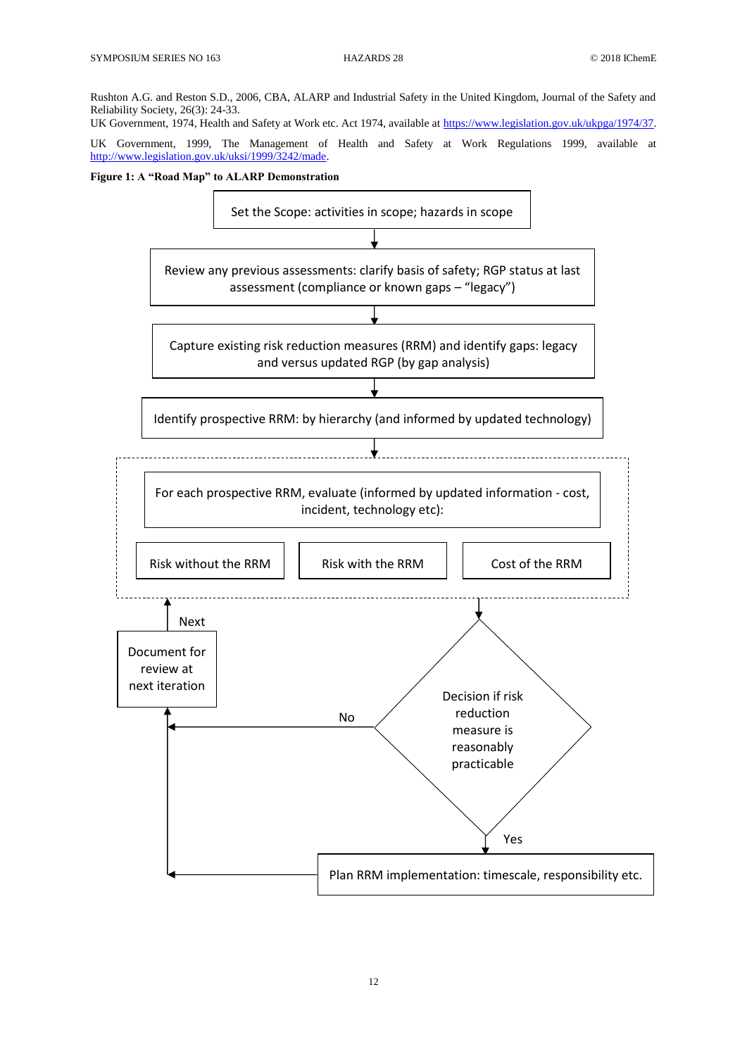Rushton A.G. and Reston S.D., 2006, CBA, ALARP and Industrial Safety in the United Kingdom, Journal of the Safety and Reliability Society, 26(3): 24-33.

UK Government, 1974, Health and Safety at Work etc. Act 1974, available at https://www.legislation.gov.uk/ukpga/1974/37.

UK Government, 1999, The Management of Health and Safety at Work Regulations 1999, available at http://www.legislation.gov.uk/uksi/1999/3242/made.

**Figure 1: A "Road Map" to ALARP Demonstration**

Set the Scope: activities in scope; hazards in scope

Review any previous assessments: clarify basis of safety; RGP status at last assessment (compliance or known gaps – "legacy")

Capture existing risk reduction measures (RRM) and identify gaps: legacy and versus updated RGP (by gap analysis)

Identify prospective RRM: by hierarchy (and informed by updated technology)

For each prospective RRM, evaluate (informed by updated information - cost, incident, technology etc):

Risk without the RRM

Risk with the RRM

Cost of the RRM

Decision if risk reduction measure is reasonably practicable

No

Yes

Plan RRM implementation: timescale, responsibility etc.

Document for review at next iteration

Next